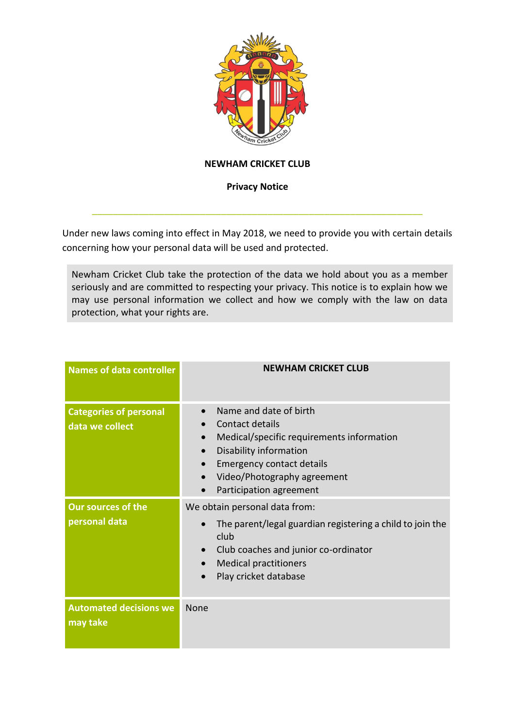**NEWHAM CRICKET CLUB**

**Privacy Notice**

---

Under new laws coming into effect in May 2018, we need to provide you with certain details concerning how your personal data will be used and protected.

Newham Cricket Club take the protection of the data we hold about you as a member seriously and are committed to respecting your privacy. This notice is to explain how we may use personal information we collect and how we comply with the law on data protection, what your rights are.

| | |
|---|---|
| **Names of data controller** | **NEWHAM CRICKET CLUB** |
| **Categories of personal data we collect** | • Name and date of birth<br>• Contact details<br>• Medical/specific requirements information<br>• Disability information<br>• Emergency contact details<br>• Video/Photography agreement<br>• Participation agreement |
| **Our sources of the personal data** | We obtain personal data from:<br>• The parent/legal guardian registering a child to join the club<br>• Club coaches and junior co-ordinator<br>• Medical practitioners<br>• Play cricket database |
| **Automated decisions we may take** | None |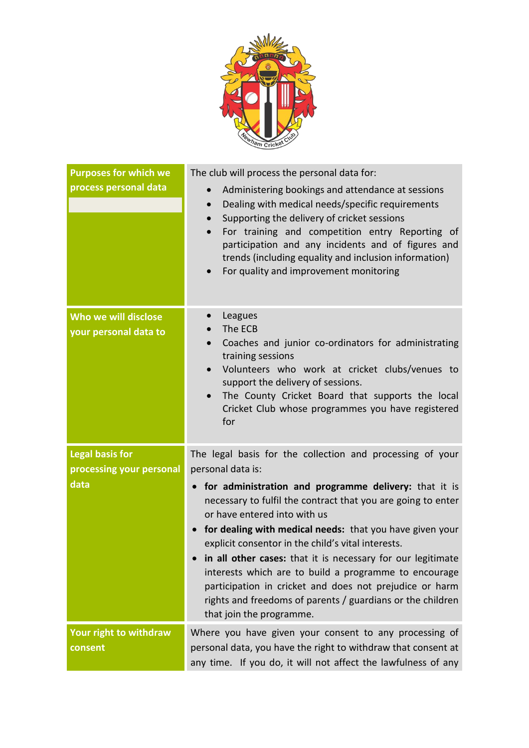| | |
|---|---|
| **Purposes for which we process personal data** | The club will process the personal data for:<br>• Administering bookings and attendance at sessions<br>• Dealing with medical needs/specific requirements<br>• Supporting the delivery of cricket sessions<br>• For training and competition entry Reporting of participation and any incidents and of figures and trends (including equality and inclusion information)<br>• For quality and improvement monitoring |
| **Who we will disclose your personal data to** | • Leagues<br>• The ECB<br>• Coaches and junior co-ordinators for administrating training sessions<br>• Volunteers who work at cricket clubs/venues to support the delivery of sessions.<br>• The County Cricket Board that supports the local Cricket Club whose programmes you have registered for |
| **Legal basis for processing your personal data** | The legal basis for the collection and processing of your personal data is:<br>• **for administration and programme delivery:** that it is necessary to fulfil the contract that you are going to enter or have entered into with us<br>• **for dealing with medical needs:** that you have given your explicit consentor in the child's vital interests.<br>• **in all other cases:** that it is necessary for our legitimate interests which are to build a programme to encourage participation in cricket and does not prejudice or harm rights and freedoms of parents / guardians or the children that join the programme. |
| **Your right to withdraw consent** | Where you have given your consent to any processing of personal data, you have the right to withdraw that consent at any time. If you do, it will not affect the lawfulness of any |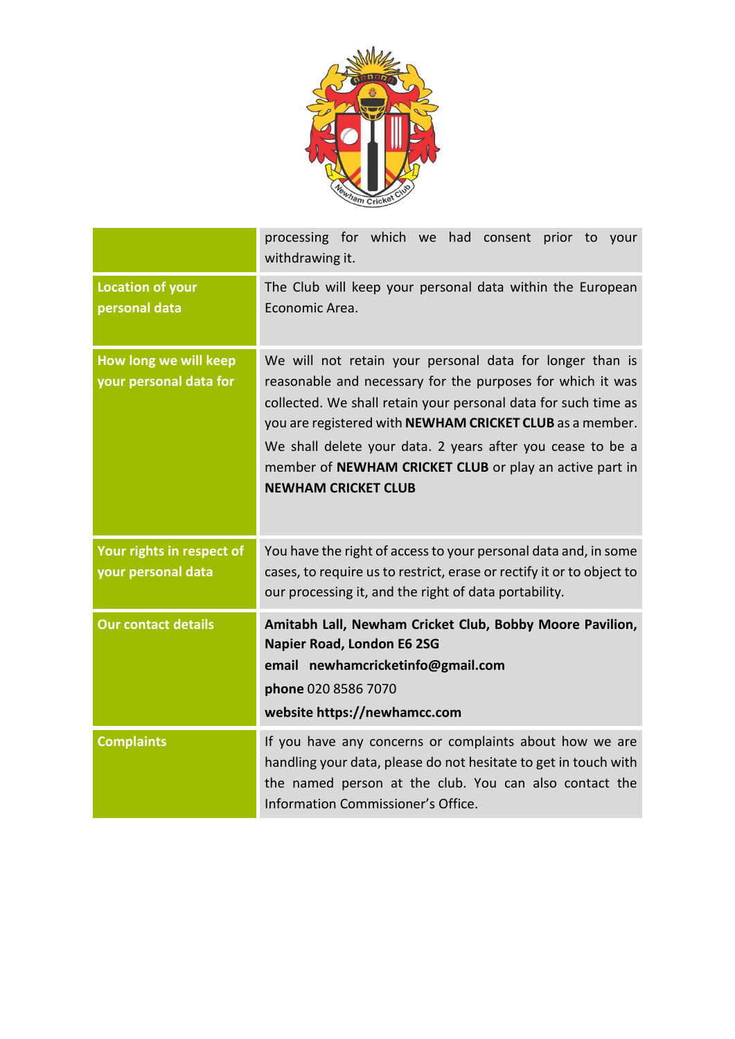| | |
|---|---|
| | processing for which we had consent prior to your withdrawing it. |
| **Location of your personal data** | The Club will keep your personal data within the European Economic Area. |
| **How long we will keep your personal data for** | We will not retain your personal data for longer than is reasonable and necessary for the purposes for which it was collected. We shall retain your personal data for such time as you are registered with **NEWHAM CRICKET CLUB** as a member. We shall delete your data. 2 years after you cease to be a member of **NEWHAM CRICKET CLUB** or play an active part in **NEWHAM CRICKET CLUB** |
| **Your rights in respect of your personal data** | You have the right of access to your personal data and, in some cases, to require us to restrict, erase or rectify it or to object to our processing it, and the right of data portability. |
| **Our contact details** | **Amitabh Lall, Newham Cricket Club, Bobby Moore Pavilion, Napier Road, London E6 2SG**<br>**email newhamcricketinfo@gmail.com**<br>**phone** 020 8586 7070<br>**website https://newhamcc.com** |
| **Complaints** | If you have any concerns or complaints about how we are handling your data, please do not hesitate to get in touch with the named person at the club. You can also contact the Information Commissioner's Office. |